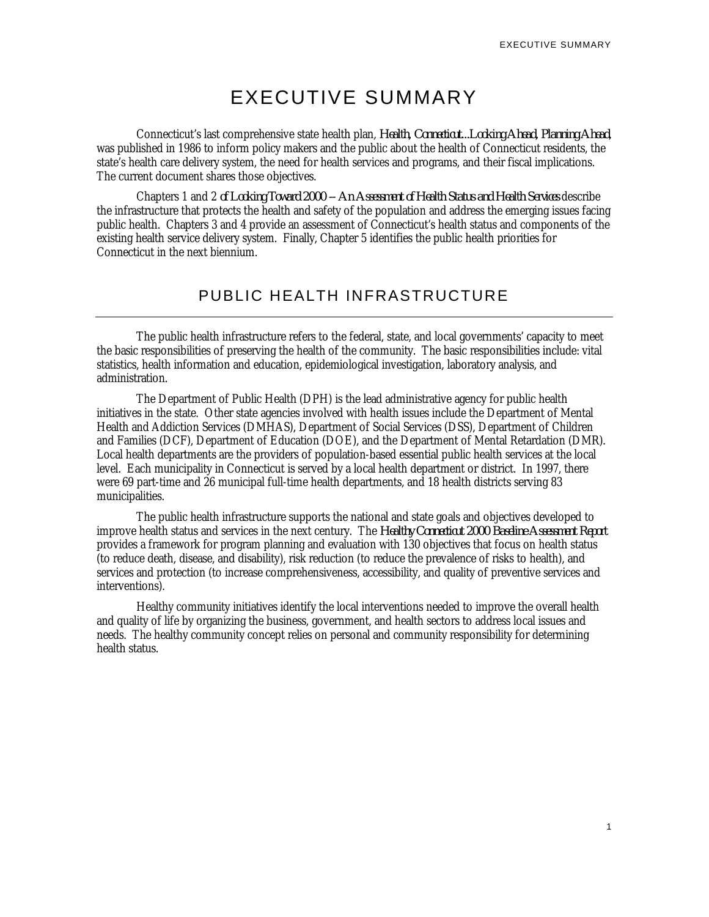# EXECUTIVE SUMMARY

Connecticut's last comprehensive state health plan, *Health, Connecticut...Looking Ahead, Planning Ahead*, was published in 1986 to inform policy makers and the public about the health of Connecticut residents, the state's health care delivery system, the need for health services and programs, and their fiscal implications. The current document shares those objectives.

Chapters 1 and 2 *of Looking Toward 2000 -- An Assessment of Health Status and Health Services* describe the infrastructure that protects the health and safety of the population and address the emerging issues facing public health. Chapters 3 and 4 provide an assessment of Connecticut's health status and components of the existing health service delivery system. Finally, Chapter 5 identifies the public health priorities for Connecticut in the next biennium.

## PUBLIC HEALTH INFRASTRUCTURE

The public health infrastructure refers to the federal, state, and local governments' capacity to meet the basic responsibilities of preserving the health of the community. The basic responsibilities include: vital statistics, health information and education, epidemiological investigation, laboratory analysis, and administration.

The Department of Public Health (DPH) is the lead administrative agency for public health initiatives in the state. Other state agencies involved with health issues include the Department of Mental Health and Addiction Services (DMHAS), Department of Social Services (DSS), Department of Children and Families (DCF), Department of Education (DOE), and the Department of Mental Retardation (DMR). Local health departments are the providers of population-based essential public health services at the local level. Each municipality in Connecticut is served by a local health department or district. In 1997, there were 69 part-time and 26 municipal full-time health departments, and 18 health districts serving 83 municipalities.

The public health infrastructure supports the national and state goals and objectives developed to improve health status and services in the next century. The *Healthy Connecticut 2000 Baseline Assessment Report* provides a framework for program planning and evaluation with 130 objectives that focus on health status (to reduce death, disease, and disability), risk reduction (to reduce the prevalence of risks to health), and services and protection (to increase comprehensiveness, accessibility, and quality of preventive services and interventions).

Healthy community initiatives identify the local interventions needed to improve the overall health and quality of life by organizing the business, government, and health sectors to address local issues and needs. The healthy community concept relies on personal and community responsibility for determining health status.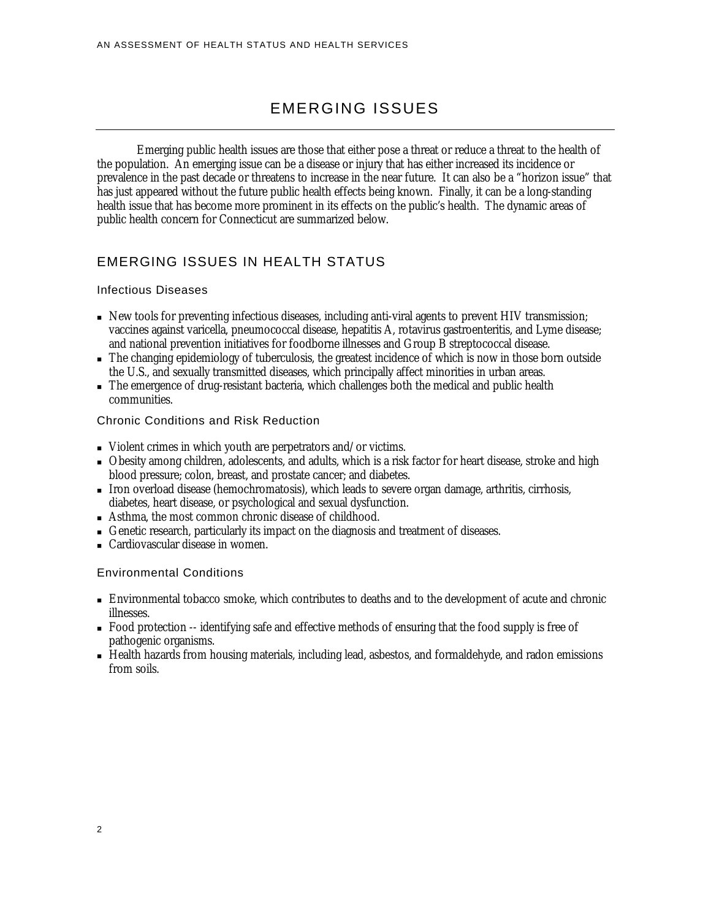# EMERGING ISSUES

Emerging public health issues are those that either pose a threat or reduce a threat to the health of the population. An emerging issue can be a disease or injury that has either increased its incidence or prevalence in the past decade or threatens to increase in the near future. It can also be a "horizon issue" that has just appeared without the future public health effects being known. Finally, it can be a long-standing health issue that has become more prominent in its effects on the public's health. The dynamic areas of public health concern for Connecticut are summarized below.

## EMERGING ISSUES IN HEALTH STATUS

### Infectious Diseases

- New tools for preventing infectious diseases, including anti-viral agents to prevent HIV transmission; vaccines against varicella, pneumococcal disease, hepatitis A, rotavirus gastroenteritis, and Lyme disease; and national prevention initiatives for foodborne illnesses and Group B streptococcal disease.
- The changing epidemiology of tuberculosis, the greatest incidence of which is now in those born outside the U.S., and sexually transmitted diseases, which principally affect minorities in urban areas.
- The emergence of drug-resistant bacteria, which challenges both the medical and public health communities.

### Chronic Conditions and Risk Reduction

- Violent crimes in which youth are perpetrators and/or victims.
- Obesity among children, adolescents, and adults, which is a risk factor for heart disease, stroke and high blood pressure; colon, breast, and prostate cancer; and diabetes.
- Iron overload disease (hemochromatosis), which leads to severe organ damage, arthritis, cirrhosis, diabetes, heart disease, or psychological and sexual dysfunction.
- Asthma, the most common chronic disease of childhood.
- Genetic research, particularly its impact on the diagnosis and treatment of diseases.
- Cardiovascular disease in women.

### Environmental Conditions

- Environmental tobacco smoke, which contributes to deaths and to the development of acute and chronic illnesses.
- Food protection -- identifying safe and effective methods of ensuring that the food supply is free of pathogenic organisms.
- Health hazards from housing materials, including lead, asbestos, and formaldehyde, and radon emissions from soils.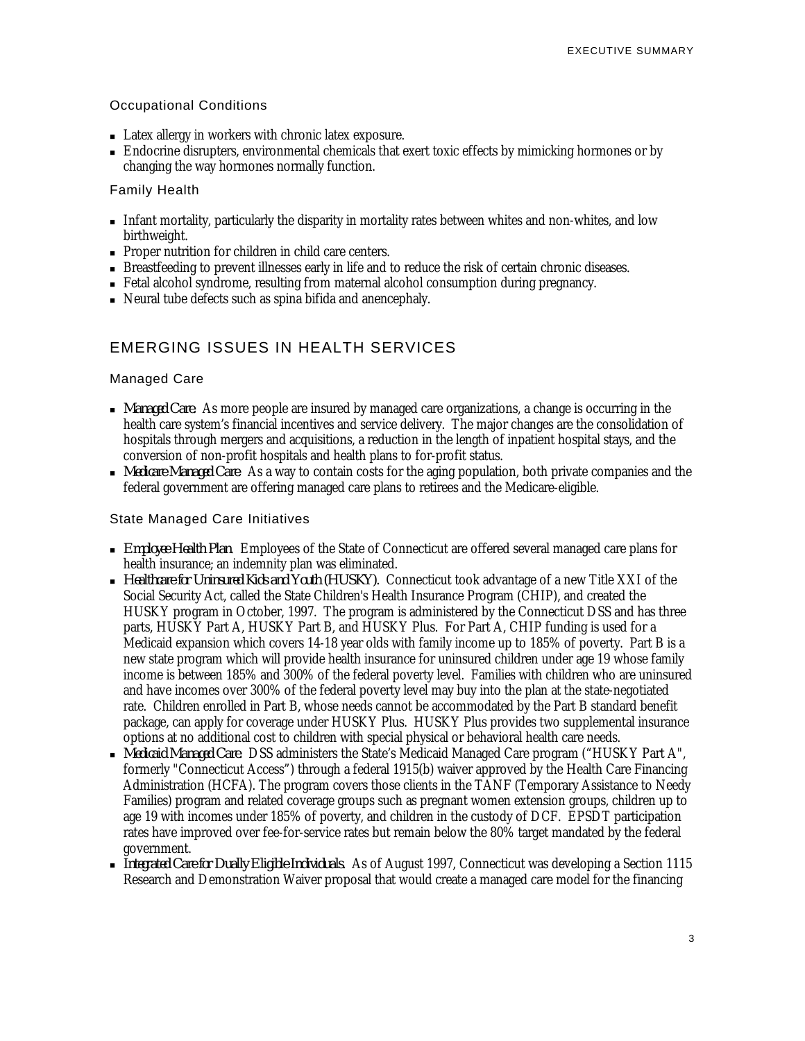### Occupational Conditions

- Latex allergy in workers with chronic latex exposure.
- Endocrine disrupters, environmental chemicals that exert toxic effects by mimicking hormones or by changing the way hormones normally function.

### Family Health

- Infant mortality, particularly the disparity in mortality rates between whites and non-whites, and low birthweight.
- Proper nutrition for children in child care centers.
- Breastfeeding to prevent illnesses early in life and to reduce the risk of certain chronic diseases.
- Fetal alcohol syndrome, resulting from maternal alcohol consumption during pregnancy.
- Neural tube defects such as spina bifida and anencephaly.

## EMERGING ISSUES IN HEALTH SERVICES

### Managed Care

- *Managed Care.* As more people are insured by managed care organizations, a change is occurring in the health care system's financial incentives and service delivery. The major changes are the consolidation of hospitals through mergers and acquisitions, a reduction in the length of inpatient hospital stays, and the conversion of non-profit hospitals and health plans to for-profit status.
- *Medicare Managed Care.* As a way to contain costs for the aging population, both private companies and the federal government are offering managed care plans to retirees and the Medicare-eligible.

### State Managed Care Initiatives

- *Employee Health Plan.* Employees of the State of Connecticut are offered several managed care plans for health insurance; an indemnity plan was eliminated.
- *Healthcare for Uninsured Kids and Youth (HUSKY).* Connecticut took advantage of a new Title XXI of the Social Security Act, called the State Children's Health Insurance Program (CHIP), and created the HUSKY program in October, 1997. The program is administered by the Connecticut DSS and has three parts, HUSKY Part A, HUSKY Part B, and HUSKY Plus. For Part A, CHIP funding is used for a Medicaid expansion which covers 14-18 year olds with family income up to 185% of poverty. Part B is a new state program which will provide health insurance for uninsured children under age 19 whose family income is between 185% and 300% of the federal poverty level. Families with children who are uninsured and have incomes over 300% of the federal poverty level may buy into the plan at the state-negotiated rate. Children enrolled in Part B, whose needs cannot be accommodated by the Part B standard benefit package, can apply for coverage under HUSKY Plus. HUSKY Plus provides two supplemental insurance options at no additional cost to children with special physical or behavioral health care needs.
- *Medicaid Managed Care.* DSS administers the State's Medicaid Managed Care program ("HUSKY Part A", formerly "Connecticut Access") through a federal 1915(b) waiver approved by the Health Care Financing Administration (HCFA). The program covers those clients in the TANF (Temporary Assistance to Needy Families) program and related coverage groups such as pregnant women extension groups, children up to age 19 with incomes under 185% of poverty, and children in the custody of DCF. EPSDT participation rates have improved over fee-for-service rates but remain below the 80% target mandated by the federal government.
- *Integrated Care for Dually Eligible Individuals.* As of August 1997, Connecticut was developing a Section 1115 Research and Demonstration Waiver proposal that would create a managed care model for the financing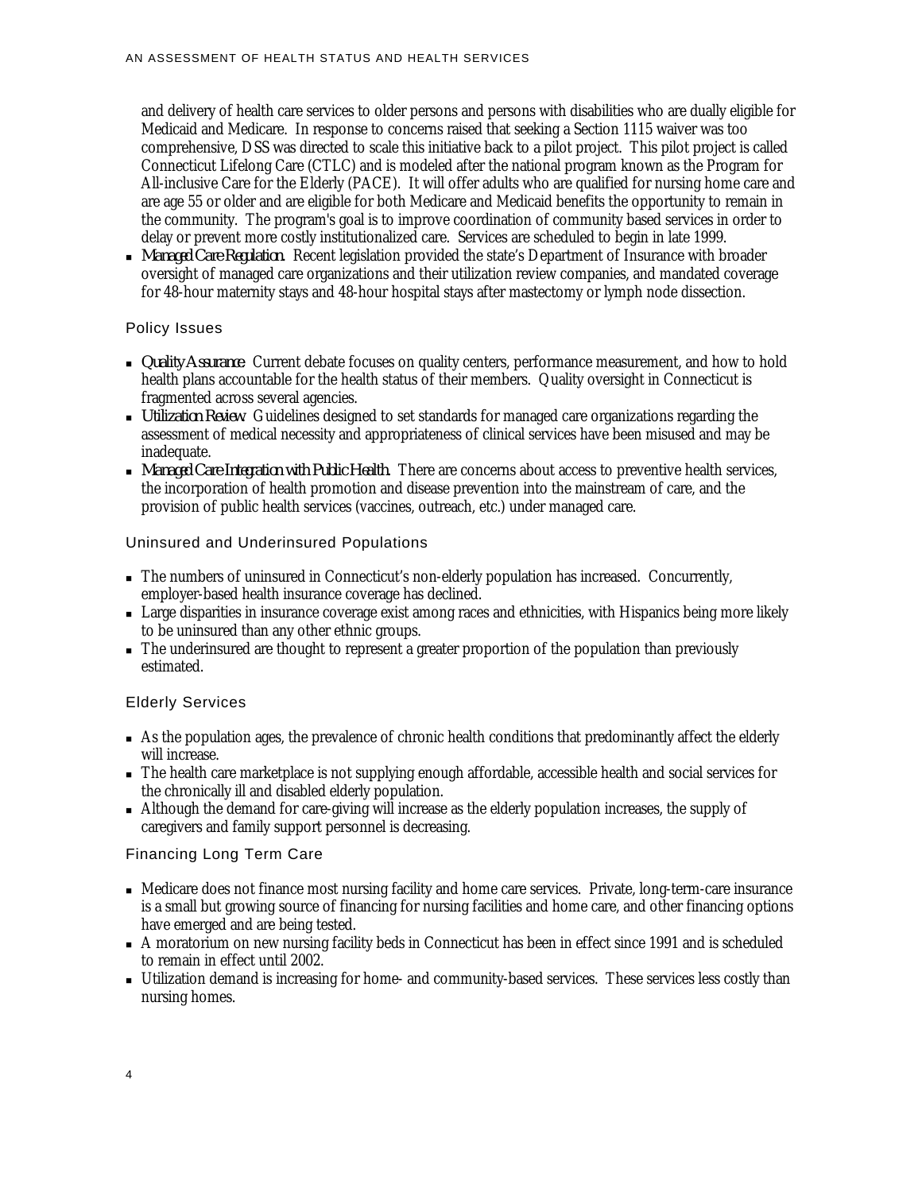and delivery of health care services to older persons and persons with disabilities who are dually eligible for Medicaid and Medicare. In response to concerns raised that seeking a Section 1115 waiver was too comprehensive, DSS was directed to scale this initiative back to a pilot project. This pilot project is called Connecticut Lifelong Care (CTLC) and is modeled after the national program known as the Program for All-inclusive Care for the Elderly (PACE). It will offer adults who are qualified for nursing home care and are age 55 or older and are eligible for both Medicare and Medicaid benefits the opportunity to remain in the community. The program's goal is to improve coordination of community based services in order to delay or prevent more costly institutionalized care. Services are scheduled to begin in late 1999.

- *Managed Care Regulation.* Recent legislation provided the state's Department of Insurance with broader oversight of managed care organizations and their utilization review companies, and mandated coverage for 48-hour maternity stays and 48-hour hospital stays after mastectomy or lymph node dissection.

## Policy Issues

- *Quality Assurance.* Current debate focuses on quality centers, performance measurement, and how to hold health plans accountable for the health status of their members. Quality oversight in Connecticut is fragmented across several agencies.
- *Utilization Review.* Guidelines designed to set standards for managed care organizations regarding the assessment of medical necessity and appropriateness of clinical services have been misused and may be inadequate.
- *Managed Care Integration with Public Health.* There are concerns about access to preventive health services, the incorporation of health promotion and disease prevention into the mainstream of care, and the provision of public health services (vaccines, outreach, etc.) under managed care.

## Uninsured and Underinsured Populations

- The numbers of uninsured in Connecticut's non-elderly population has increased. Concurrently, employer-based health insurance coverage has declined.
- Large disparities in insurance coverage exist among races and ethnicities, with Hispanics being more likely to be uninsured than any other ethnic groups.
- The underinsured are thought to represent a greater proportion of the population than previously estimated.

## Elderly Services

- As the population ages, the prevalence of chronic health conditions that predominantly affect the elderly will increase.
- The health care marketplace is not supplying enough affordable, accessible health and social services for the chronically ill and disabled elderly population.
- Although the demand for care-giving will increase as the elderly population increases, the supply of caregivers and family support personnel is decreasing.

## Financing Long Term Care

- Medicare does not finance most nursing facility and home care services. Private, long-term-care insurance is a small but growing source of financing for nursing facilities and home care, and other financing options have emerged and are being tested.
- A moratorium on new nursing facility beds in Connecticut has been in effect since 1991 and is scheduled to remain in effect until 2002.
- Utilization demand is increasing for home- and community-based services. These services less costly than nursing homes.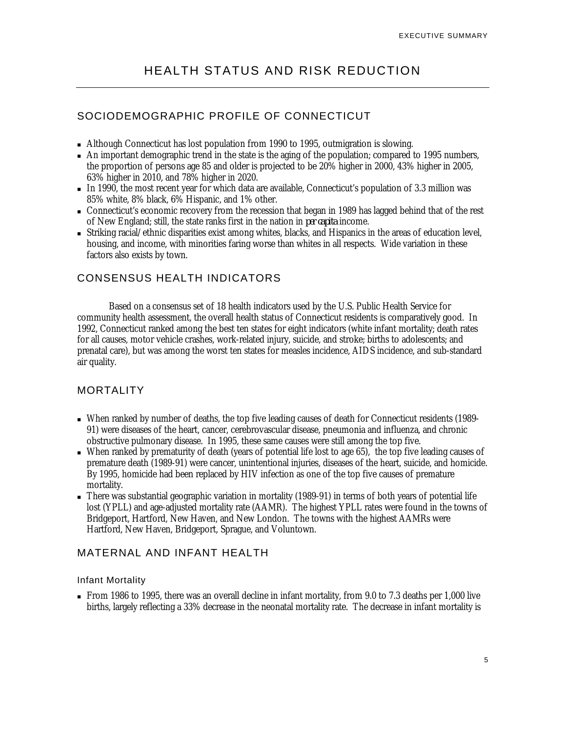# HEALTH STATUS AND RISK REDUCTION

## SOCIODEMOGRAPHIC PROFILE OF CONNECTICUT

- Although Connecticut has lost population from 1990 to 1995, outmigration is slowing.
- An important demographic trend in the state is the aging of the population; compared to 1995 numbers, the proportion of persons age 85 and older is projected to be 20% higher in 2000, 43% higher in 2005, 63% higher in 2010, and 78% higher in 2020.
- In 1990, the most recent year for which data are available, Connecticut's population of 3.3 million was 85% white, 8% black, 6% Hispanic, and 1% other.
- Connecticut's economic recovery from the recession that began in 1989 has lagged behind that of the rest of New England; still, the state ranks first in the nation in *per capita* income.
- Striking racial/ethnic disparities exist among whites, blacks, and Hispanics in the areas of education level, housing, and income, with minorities faring worse than whites in all respects. Wide variation in these factors also exists by town.

## CONSENSUS HEALTH INDICATORS

Based on a consensus set of 18 health indicators used by the U.S. Public Health Service for community health assessment, the overall health status of Connecticut residents is comparatively good. In 1992, Connecticut ranked among the best ten states for eight indicators (white infant mortality; death rates for all causes, motor vehicle crashes, work-related injury, suicide, and stroke; births to adolescents; and prenatal care), but was among the worst ten states for measles incidence, AIDS incidence, and sub-standard air quality.

## MORTALITY

- When ranked by number of deaths, the top five leading causes of death for Connecticut residents (1989-91) were diseases of the heart, cancer, cerebrovascular disease, pneumonia and influenza, and chronic obstructive pulmonary disease. In 1995, these same causes were still among the top five.
- When ranked by prematurity of death (years of potential life lost to age 65), the top five leading causes of premature death (1989-91) were cancer, unintentional injuries, diseases of the heart, suicide, and homicide. By 1995, homicide had been replaced by HIV infection as one of the top five causes of premature mortality.
- There was substantial geographic variation in mortality (1989-91) in terms of both years of potential life lost (YPLL) and age-adjusted mortality rate (AAMR). The highest YPLL rates were found in the towns of Bridgeport, Hartford, New Haven, and New London. The towns with the highest AAMRs were Hartford, New Haven, Bridgeport, Sprague, and Voluntown.

## MATERNAL AND INFANT HEALTH

### Infant Mortality

- From 1986 to 1995, there was an overall decline in infant mortality, from 9.0 to 7.3 deaths per 1,000 live births, largely reflecting a 33% decrease in the neonatal mortality rate. The decrease in infant mortality is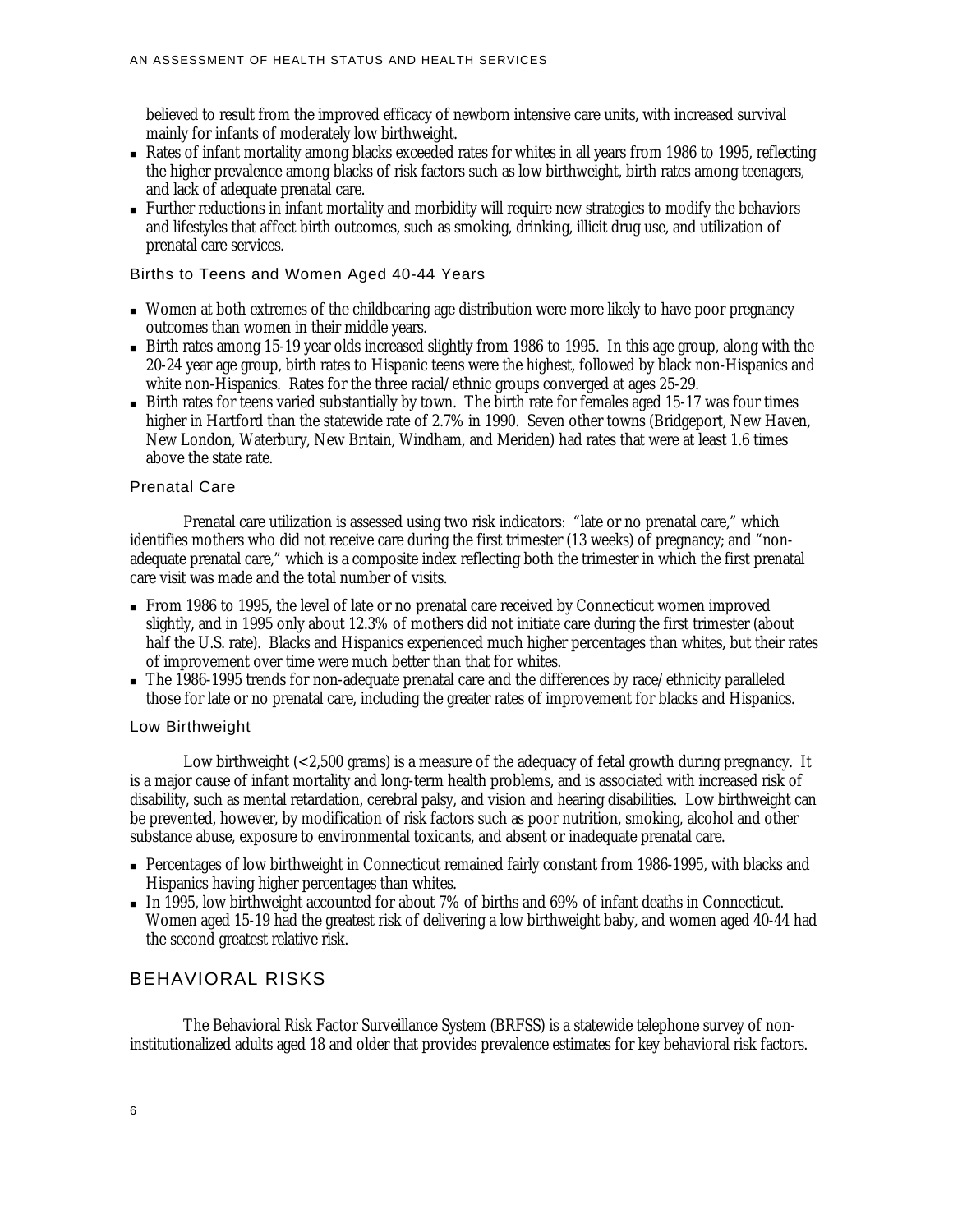believed to result from the improved efficacy of newborn intensive care units, with increased survival mainly for infants of moderately low birthweight.

- Rates of infant mortality among blacks exceeded rates for whites in all years from 1986 to 1995, reflecting the higher prevalence among blacks of risk factors such as low birthweight, birth rates among teenagers, and lack of adequate prenatal care.
- Further reductions in infant mortality and morbidity will require new strategies to modify the behaviors and lifestyles that affect birth outcomes, such as smoking, drinking, illicit drug use, and utilization of prenatal care services.

### Births to Teens and Women Aged 40-44 Years

- Women at both extremes of the childbearing age distribution were more likely to have poor pregnancy outcomes than women in their middle years.
- Birth rates among 15-19 year olds increased slightly from 1986 to 1995. In this age group, along with the 20-24 year age group, birth rates to Hispanic teens were the highest, followed by black non-Hispanics and white non-Hispanics. Rates for the three racial/ethnic groups converged at ages 25-29.
- Birth rates for teens varied substantially by town. The birth rate for females aged 15-17 was four times higher in Hartford than the statewide rate of 2.7% in 1990. Seven other towns (Bridgeport, New Haven, New London, Waterbury, New Britain, Windham, and Meriden) had rates that were at least 1.6 times above the state rate.

### Prenatal Care

Prenatal care utilization is assessed using two risk indicators: "late or no prenatal care," which identifies mothers who did not receive care during the first trimester (13 weeks) of pregnancy; and "non-adequate prenatal care," which is a composite index reflecting both the trimester in which the first prenatal care visit was made and the total number of visits.

- From 1986 to 1995, the level of late or no prenatal care received by Connecticut women improved slightly, and in 1995 only about 12.3% of mothers did not initiate care during the first trimester (about half the U.S. rate). Blacks and Hispanics experienced much higher percentages than whites, but their rates of improvement over time were much better than that for whites.
- The 1986-1995 trends for non-adequate prenatal care and the differences by race/ethnicity paralleled those for late or no prenatal care, including the greater rates of improvement for blacks and Hispanics.

### Low Birthweight

Low birthweight (<2,500 grams) is a measure of the adequacy of fetal growth during pregnancy. It is a major cause of infant mortality and long-term health problems, and is associated with increased risk of disability, such as mental retardation, cerebral palsy, and vision and hearing disabilities. Low birthweight can be prevented, however, by modification of risk factors such as poor nutrition, smoking, alcohol and other substance abuse, exposure to environmental toxicants, and absent or inadequate prenatal care.

- Percentages of low birthweight in Connecticut remained fairly constant from 1986-1995, with blacks and Hispanics having higher percentages than whites.
- In 1995, low birthweight accounted for about 7% of births and 69% of infant deaths in Connecticut. Women aged 15-19 had the greatest risk of delivering a low birthweight baby, and women aged 40-44 had the second greatest relative risk.

## BEHAVIORAL RISKS

The Behavioral Risk Factor Surveillance System (BRFSS) is a statewide telephone survey of non-institutionalized adults aged 18 and older that provides prevalence estimates for key behavioral risk factors.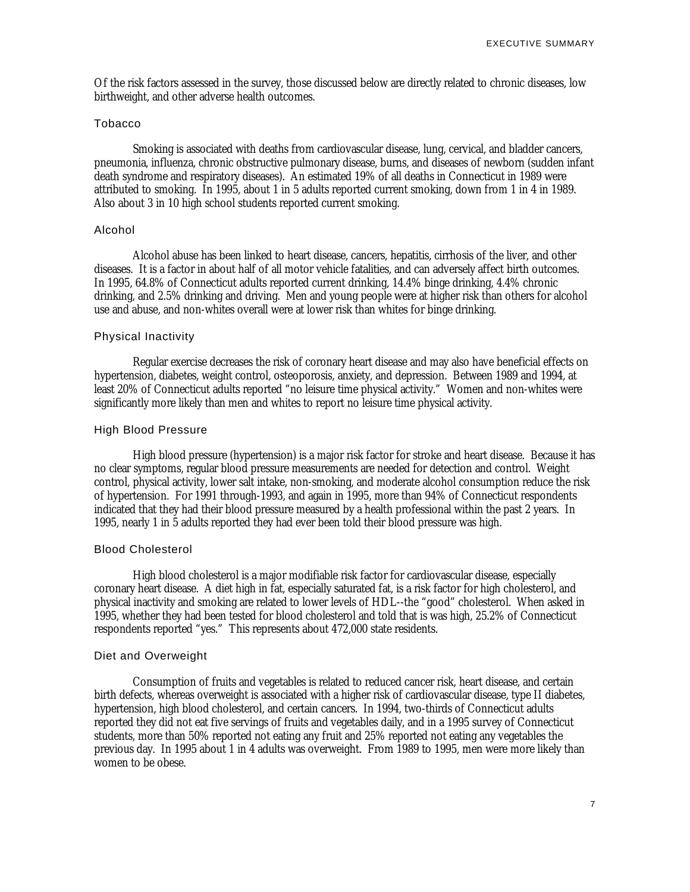Of the risk factors assessed in the survey, those discussed below are directly related to chronic diseases, low birthweight, and other adverse health outcomes.

### Tobacco

Smoking is associated with deaths from cardiovascular disease, lung, cervical, and bladder cancers, pneumonia, influenza, chronic obstructive pulmonary disease, burns, and diseases of newborn (sudden infant death syndrome and respiratory diseases). An estimated 19% of all deaths in Connecticut in 1989 were attributed to smoking. In 1995, about 1 in 5 adults reported current smoking, down from 1 in 4 in 1989. Also about 3 in 10 high school students reported current smoking.

### Alcohol

Alcohol abuse has been linked to heart disease, cancers, hepatitis, cirrhosis of the liver, and other diseases. It is a factor in about half of all motor vehicle fatalities, and can adversely affect birth outcomes. In 1995, 64.8% of Connecticut adults reported current drinking, 14.4% binge drinking, 4.4% chronic drinking, and 2.5% drinking and driving. Men and young people were at higher risk than others for alcohol use and abuse, and non-whites overall were at lower risk than whites for binge drinking.

### Physical Inactivity

Regular exercise decreases the risk of coronary heart disease and may also have beneficial effects on hypertension, diabetes, weight control, osteoporosis, anxiety, and depression. Between 1989 and 1994, at least 20% of Connecticut adults reported "no leisure time physical activity." Women and non-whites were significantly more likely than men and whites to report no leisure time physical activity.

### High Blood Pressure

High blood pressure (hypertension) is a major risk factor for stroke and heart disease. Because it has no clear symptoms, regular blood pressure measurements are needed for detection and control. Weight control, physical activity, lower salt intake, non-smoking, and moderate alcohol consumption reduce the risk of hypertension. For 1991 through-1993, and again in 1995, more than 94% of Connecticut respondents indicated that they had their blood pressure measured by a health professional within the past 2 years. In 1995, nearly 1 in 5 adults reported they had ever been told their blood pressure was high.

### Blood Cholesterol

High blood cholesterol is a major modifiable risk factor for cardiovascular disease, especially coronary heart disease. A diet high in fat, especially saturated fat, is a risk factor for high cholesterol, and physical inactivity and smoking are related to lower levels of HDL--the "good" cholesterol. When asked in 1995, whether they had been tested for blood cholesterol and told that is was high, 25.2% of Connecticut respondents reported "yes." This represents about 472,000 state residents.

### Diet and Overweight

Consumption of fruits and vegetables is related to reduced cancer risk, heart disease, and certain birth defects, whereas overweight is associated with a higher risk of cardiovascular disease, type II diabetes, hypertension, high blood cholesterol, and certain cancers. In 1994, two-thirds of Connecticut adults reported they did not eat five servings of fruits and vegetables daily, and in a 1995 survey of Connecticut students, more than 50% reported not eating any fruit and 25% reported not eating any vegetables the previous day. In 1995 about 1 in 4 adults was overweight. From 1989 to 1995, men were more likely than women to be obese.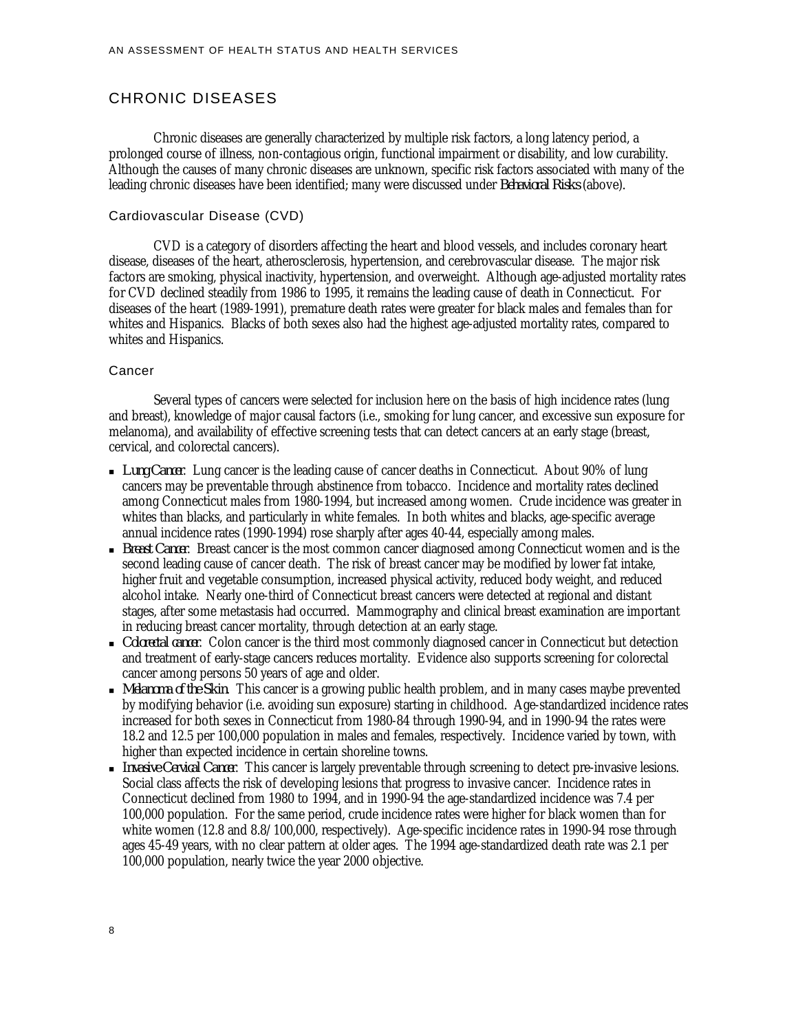# CHRONIC DISEASES

Chronic diseases are generally characterized by multiple risk factors, a long latency period, a prolonged course of illness, non-contagious origin, functional impairment or disability, and low curability. Although the causes of many chronic diseases are unknown, specific risk factors associated with many of the leading chronic diseases have been identified; many were discussed under *Behavioral Risks* (above).

## Cardiovascular Disease (CVD)

CVD is a category of disorders affecting the heart and blood vessels, and includes coronary heart disease, diseases of the heart, atherosclerosis, hypertension, and cerebrovascular disease. The major risk factors are smoking, physical inactivity, hypertension, and overweight. Although age-adjusted mortality rates for CVD declined steadily from 1986 to 1995, it remains the leading cause of death in Connecticut. For diseases of the heart (1989-1991), premature death rates were greater for black males and females than for whites and Hispanics. Blacks of both sexes also had the highest age-adjusted mortality rates, compared to whites and Hispanics.

## Cancer

Several types of cancers were selected for inclusion here on the basis of high incidence rates (lung and breast), knowledge of major causal factors (i.e., smoking for lung cancer, and excessive sun exposure for melanoma), and availability of effective screening tests that can detect cancers at an early stage (breast, cervical, and colorectal cancers).

- *Lung Cancer*. Lung cancer is the leading cause of cancer deaths in Connecticut. About 90% of lung cancers may be preventable through abstinence from tobacco. Incidence and mortality rates declined among Connecticut males from 1980-1994, but increased among women. Crude incidence was greater in whites than blacks, and particularly in white females. In both whites and blacks, age-specific average annual incidence rates (1990-1994) rose sharply after ages 40-44, especially among males.
- *Breast Cancer*. Breast cancer is the most common cancer diagnosed among Connecticut women and is the second leading cause of cancer death. The risk of breast cancer may be modified by lower fat intake, higher fruit and vegetable consumption, increased physical activity, reduced body weight, and reduced alcohol intake. Nearly one-third of Connecticut breast cancers were detected at regional and distant stages, after some metastasis had occurred. Mammography and clinical breast examination are important in reducing breast cancer mortality, through detection at an early stage.
- *Colorectal cancer*. Colon cancer is the third most commonly diagnosed cancer in Connecticut but detection and treatment of early-stage cancers reduces mortality. Evidence also supports screening for colorectal cancer among persons 50 years of age and older.
- *Melanoma of the Skin*. This cancer is a growing public health problem, and in many cases maybe prevented by modifying behavior (i.e. avoiding sun exposure) starting in childhood. Age-standardized incidence rates increased for both sexes in Connecticut from 1980-84 through 1990-94, and in 1990-94 the rates were 18.2 and 12.5 per 100,000 population in males and females, respectively. Incidence varied by town, with higher than expected incidence in certain shoreline towns.
- *Invasive Cervical Cancer*. This cancer is largely preventable through screening to detect pre-invasive lesions. Social class affects the risk of developing lesions that progress to invasive cancer. Incidence rates in Connecticut declined from 1980 to 1994, and in 1990-94 the age-standardized incidence was 7.4 per 100,000 population. For the same period, crude incidence rates were higher for black women than for white women (12.8 and 8.8/100,000, respectively). Age-specific incidence rates in 1990-94 rose through ages 45-49 years, with no clear pattern at older ages. The 1994 age-standardized death rate was 2.1 per 100,000 population, nearly twice the year 2000 objective.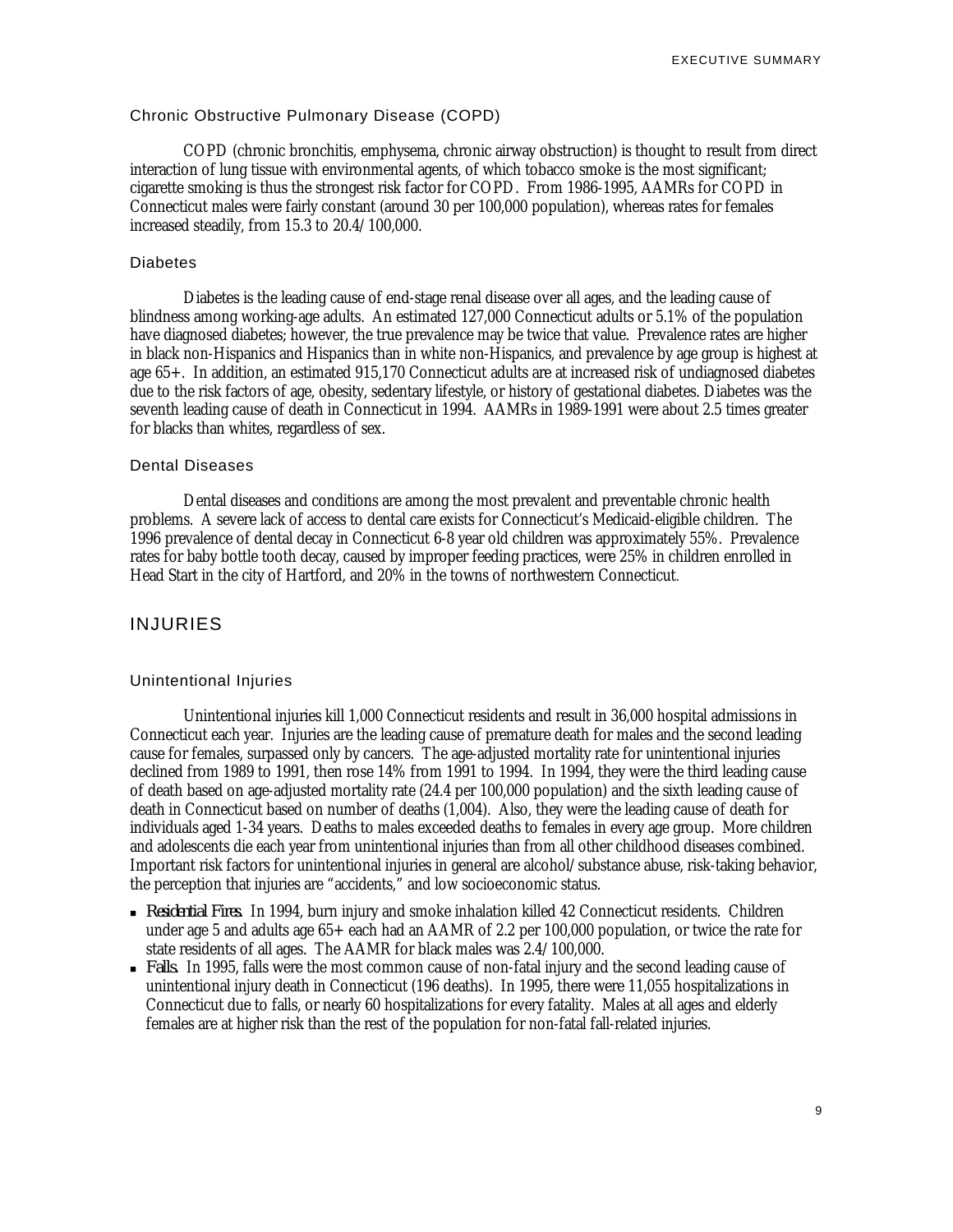### Chronic Obstructive Pulmonary Disease (COPD)

COPD (chronic bronchitis, emphysema, chronic airway obstruction) is thought to result from direct interaction of lung tissue with environmental agents, of which tobacco smoke is the most significant; cigarette smoking is thus the strongest risk factor for COPD. From 1986-1995, AAMRs for COPD in Connecticut males were fairly constant (around 30 per 100,000 population), whereas rates for females increased steadily, from 15.3 to 20.4/100,000.

### Diabetes

Diabetes is the leading cause of end-stage renal disease over all ages, and the leading cause of blindness among working-age adults. An estimated 127,000 Connecticut adults or 5.1% of the population have diagnosed diabetes; however, the true prevalence may be twice that value. Prevalence rates are higher in black non-Hispanics and Hispanics than in white non-Hispanics, and prevalence by age group is highest at age 65+. In addition, an estimated 915,170 Connecticut adults are at increased risk of undiagnosed diabetes due to the risk factors of age, obesity, sedentary lifestyle, or history of gestational diabetes. Diabetes was the seventh leading cause of death in Connecticut in 1994. AAMRs in 1989-1991 were about 2.5 times greater for blacks than whites, regardless of sex.

### Dental Diseases

Dental diseases and conditions are among the most prevalent and preventable chronic health problems. A severe lack of access to dental care exists for Connecticut's Medicaid-eligible children. The 1996 prevalence of dental decay in Connecticut 6-8 year old children was approximately 55%. Prevalence rates for baby bottle tooth decay, caused by improper feeding practices, were 25% in children enrolled in Head Start in the city of Hartford, and 20% in the towns of northwestern Connecticut.

## INJURIES

### Unintentional Injuries

Unintentional injuries kill 1,000 Connecticut residents and result in 36,000 hospital admissions in Connecticut each year. Injuries are the leading cause of premature death for males and the second leading cause for females, surpassed only by cancers. The age-adjusted mortality rate for unintentional injuries declined from 1989 to 1991, then rose 14% from 1991 to 1994. In 1994, they were the third leading cause of death based on age-adjusted mortality rate (24.4 per 100,000 population) and the sixth leading cause of death in Connecticut based on number of deaths (1,004). Also, they were the leading cause of death for individuals aged 1-34 years. Deaths to males exceeded deaths to females in every age group. More children and adolescents die each year from unintentional injuries than from all other childhood diseases combined. Important risk factors for unintentional injuries in general are alcohol/substance abuse, risk-taking behavior, the perception that injuries are "accidents," and low socioeconomic status.

- *Residential Fires.* In 1994, burn injury and smoke inhalation killed 42 Connecticut residents. Children under age 5 and adults age 65+ each had an AAMR of 2.2 per 100,000 population, or twice the rate for state residents of all ages. The AAMR for black males was 2.4/100,000.
- *Falls.* In 1995, falls were the most common cause of non-fatal injury and the second leading cause of unintentional injury death in Connecticut (196 deaths). In 1995, there were 11,055 hospitalizations in Connecticut due to falls, or nearly 60 hospitalizations for every fatality. Males at all ages and elderly females are at higher risk than the rest of the population for non-fatal fall-related injuries.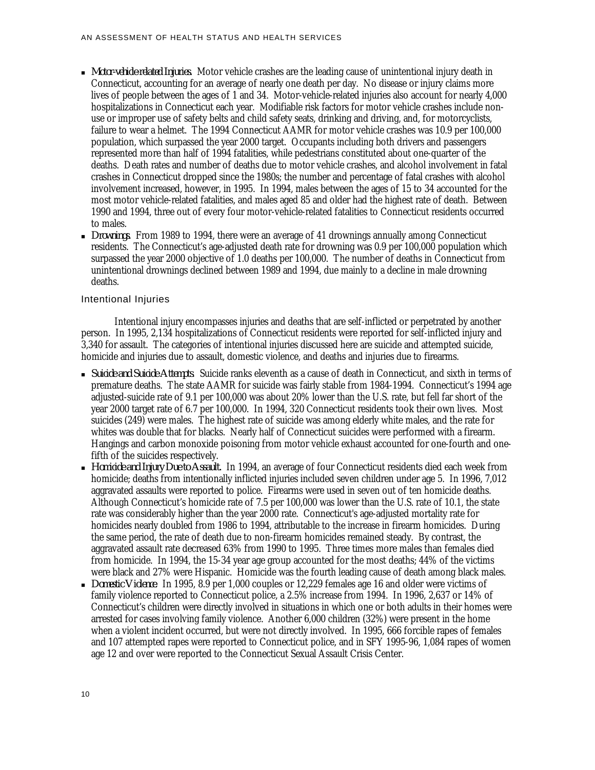- ***Motor-vehicle-related Injuries.*** Motor vehicle crashes are the leading cause of unintentional injury death in Connecticut, accounting for an average of nearly one death per day. No disease or injury claims more lives of people between the ages of 1 and 34. Motor-vehicle-related injuries also account for nearly 4,000 hospitalizations in Connecticut each year. Modifiable risk factors for motor vehicle crashes include non-use or improper use of safety belts and child safety seats, drinking and driving, and, for motorcyclists, failure to wear a helmet. The 1994 Connecticut AAMR for motor vehicle crashes was 10.9 per 100,000 population, which surpassed the year 2000 target. Occupants including both drivers and passengers represented more than half of 1994 fatalities, while pedestrians constituted about one-quarter of the deaths. Death rates and number of deaths due to motor vehicle crashes, and alcohol involvement in fatal crashes in Connecticut dropped since the 1980s; the number and percentage of fatal crashes with alcohol involvement increased, however, in 1995. In 1994, males between the ages of 15 to 34 accounted for the most motor vehicle-related fatalities, and males aged 85 and older had the highest rate of death. Between 1990 and 1994, three out of every four motor-vehicle-related fatalities to Connecticut residents occurred to males.
- ***Drownings.*** From 1989 to 1994, there were an average of 41 drownings annually among Connecticut residents. The Connecticut's age-adjusted death rate for drowning was 0.9 per 100,000 population which surpassed the year 2000 objective of 1.0 deaths per 100,000. The number of deaths in Connecticut from unintentional drownings declined between 1989 and 1994, due mainly to a decline in male drowning deaths.

### Intentional Injuries

Intentional injury encompasses injuries and deaths that are self-inflicted or perpetrated by another person. In 1995, 2,134 hospitalizations of Connecticut residents were reported for self-inflicted injury and 3,340 for assault. The categories of intentional injuries discussed here are suicide and attempted suicide, homicide and injuries due to assault, domestic violence, and deaths and injuries due to firearms.

- ***Suicide and Suicide Attempts.*** Suicide ranks eleventh as a cause of death in Connecticut, and sixth in terms of premature deaths. The state AAMR for suicide was fairly stable from 1984-1994. Connecticut's 1994 age adjusted-suicide rate of 9.1 per 100,000 was about 20% lower than the U.S. rate, but fell far short of the year 2000 target rate of 6.7 per 100,000. In 1994, 320 Connecticut residents took their own lives. Most suicides (249) were males. The highest rate of suicide was among elderly white males, and the rate for whites was double that for blacks. Nearly half of Connecticut suicides were performed with a firearm. Hangings and carbon monoxide poisoning from motor vehicle exhaust accounted for one-fourth and one-fifth of the suicides respectively.
- ***Homicide and Injury Due to Assault.*** In 1994, an average of four Connecticut residents died each week from homicide; deaths from intentionally inflicted injuries included seven children under age 5. In 1996, 7,012 aggravated assaults were reported to police. Firearms were used in seven out of ten homicide deaths. Although Connecticut's homicide rate of 7.5 per 100,000 was lower than the U.S. rate of 10.1, the state rate was considerably higher than the year 2000 rate. Connecticut's age-adjusted mortality rate for homicides nearly doubled from 1986 to 1994, attributable to the increase in firearm homicides. During the same period, the rate of death due to non-firearm homicides remained steady. By contrast, the aggravated assault rate decreased 63% from 1990 to 1995. Three times more males than females died from homicide. In 1994, the 15-34 year age group accounted for the most deaths; 44% of the victims were black and 27% were Hispanic. Homicide was the fourth leading cause of death among black males.
- ***Domestic Violence.*** In 1995, 8.9 per 1,000 couples or 12,229 females age 16 and older were victims of family violence reported to Connecticut police, a 2.5% increase from 1994. In 1996, 2,637 or 14% of Connecticut's children were directly involved in situations in which one or both adults in their homes were arrested for cases involving family violence. Another 6,000 children (32%) were present in the home when a violent incident occurred, but were not directly involved. In 1995, 666 forcible rapes of females and 107 attempted rapes were reported to Connecticut police, and in SFY 1995-96, 1,084 rapes of women age 12 and over were reported to the Connecticut Sexual Assault Crisis Center.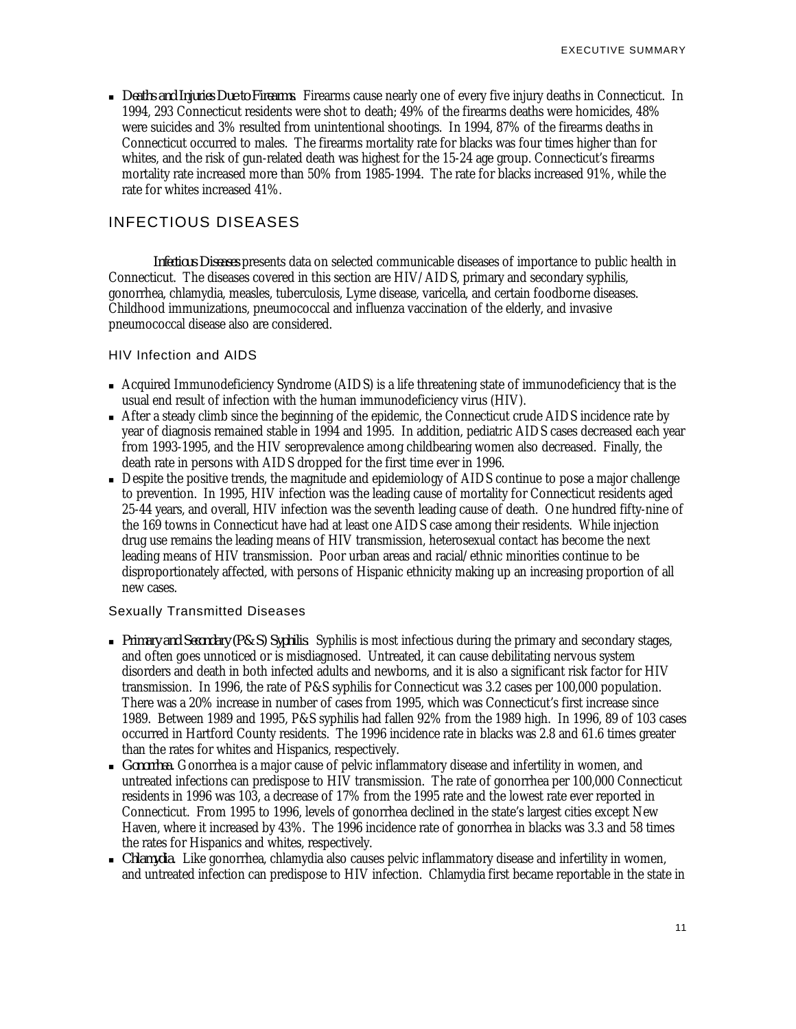- *Deaths and Injuries Due to Firearms.* Firearms cause nearly one of every five injury deaths in Connecticut. In 1994, 293 Connecticut residents were shot to death; 49% of the firearms deaths were homicides, 48% were suicides and 3% resulted from unintentional shootings. In 1994, 87% of the firearms deaths in Connecticut occurred to males. The firearms mortality rate for blacks was four times higher than for whites, and the risk of gun-related death was highest for the 15-24 age group. Connecticut's firearms mortality rate increased more than 50% from 1985-1994. The rate for blacks increased 91%, while the rate for whites increased 41%.

## INFECTIOUS DISEASES

*Infectious Diseases* presents data on selected communicable diseases of importance to public health in Connecticut. The diseases covered in this section are HIV/AIDS, primary and secondary syphilis, gonorrhea, chlamydia, measles, tuberculosis, Lyme disease, varicella, and certain foodborne diseases. Childhood immunizations, pneumococcal and influenza vaccination of the elderly, and invasive pneumococcal disease also are considered.

### HIV Infection and AIDS

- Acquired Immunodeficiency Syndrome (AIDS) is a life threatening state of immunodeficiency that is the usual end result of infection with the human immunodeficiency virus (HIV).
- After a steady climb since the beginning of the epidemic, the Connecticut crude AIDS incidence rate by year of diagnosis remained stable in 1994 and 1995. In addition, pediatric AIDS cases decreased each year from 1993-1995, and the HIV seroprevalence among childbearing women also decreased. Finally, the death rate in persons with AIDS dropped for the first time ever in 1996.
- Despite the positive trends, the magnitude and epidemiology of AIDS continue to pose a major challenge to prevention. In 1995, HIV infection was the leading cause of mortality for Connecticut residents aged 25-44 years, and overall, HIV infection was the seventh leading cause of death. One hundred fifty-nine of the 169 towns in Connecticut have had at least one AIDS case among their residents. While injection drug use remains the leading means of HIV transmission, heterosexual contact has become the next leading means of HIV transmission. Poor urban areas and racial/ethnic minorities continue to be disproportionately affected, with persons of Hispanic ethnicity making up an increasing proportion of all new cases.

### Sexually Transmitted Diseases

- *Primary and Secondary (P&S) Syphilis.* Syphilis is most infectious during the primary and secondary stages, and often goes unnoticed or is misdiagnosed. Untreated, it can cause debilitating nervous system disorders and death in both infected adults and newborns, and it is also a significant risk factor for HIV transmission. In 1996, the rate of P&S syphilis for Connecticut was 3.2 cases per 100,000 population. There was a 20% increase in number of cases from 1995, which was Connecticut's first increase since 1989. Between 1989 and 1995, P&S syphilis had fallen 92% from the 1989 high. In 1996, 89 of 103 cases occurred in Hartford County residents. The 1996 incidence rate in blacks was 2.8 and 61.6 times greater than the rates for whites and Hispanics, respectively.
- *Gonorrhea.* Gonorrhea is a major cause of pelvic inflammatory disease and infertility in women, and untreated infections can predispose to HIV transmission. The rate of gonorrhea per 100,000 Connecticut residents in 1996 was 103, a decrease of 17% from the 1995 rate and the lowest rate ever reported in Connecticut. From 1995 to 1996, levels of gonorrhea declined in the state's largest cities except New Haven, where it increased by 43%. The 1996 incidence rate of gonorrhea in blacks was 3.3 and 58 times the rates for Hispanics and whites, respectively.
- *Chlamydia.* Like gonorrhea, chlamydia also causes pelvic inflammatory disease and infertility in women, and untreated infection can predispose to HIV infection. Chlamydia first became reportable in the state in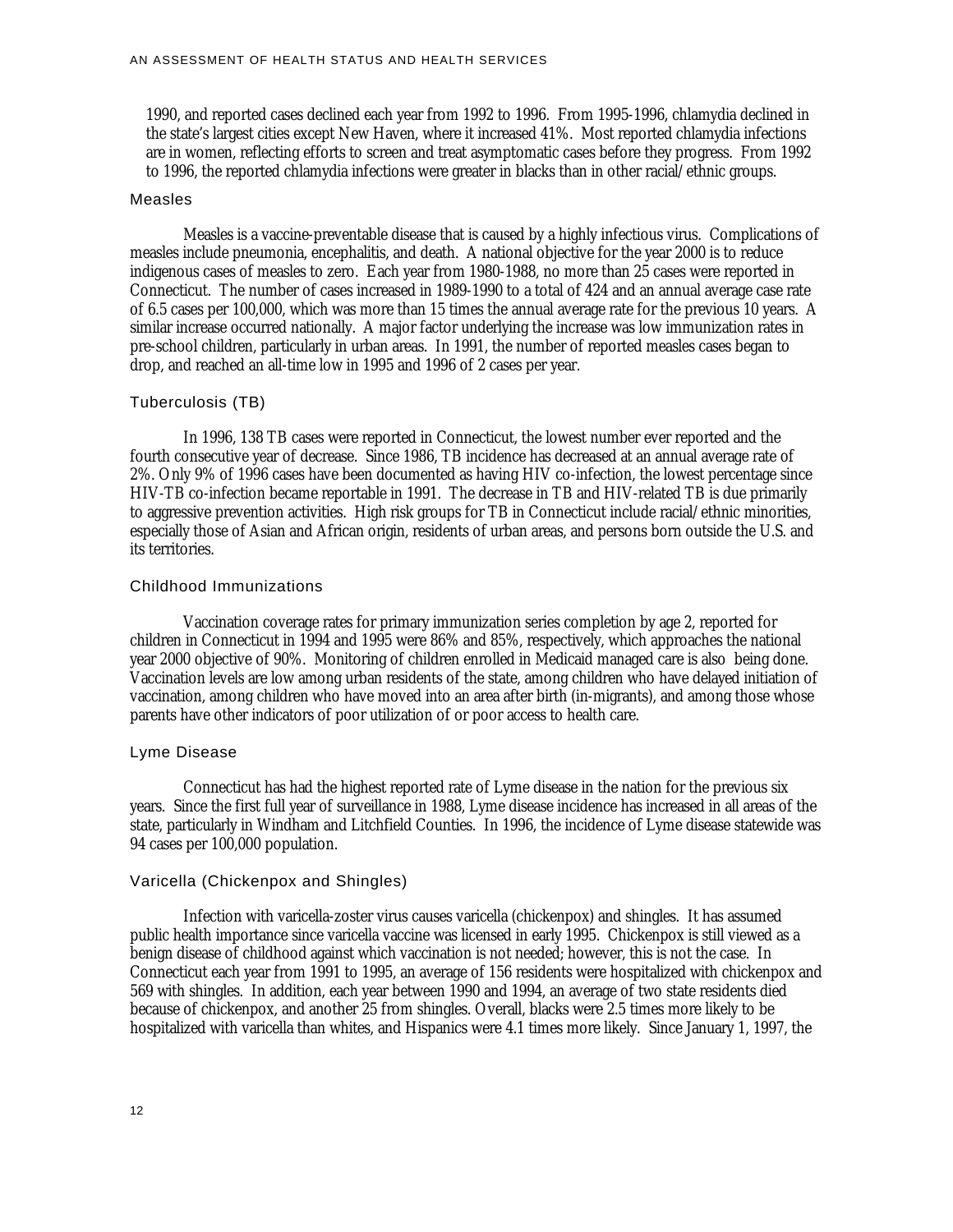1990, and reported cases declined each year from 1992 to 1996. From 1995-1996, chlamydia declined in the state's largest cities except New Haven, where it increased 41%. Most reported chlamydia infections are in women, reflecting efforts to screen and treat asymptomatic cases before they progress. From 1992 to 1996, the reported chlamydia infections were greater in blacks than in other racial/ethnic groups.

### Measles

Measles is a vaccine-preventable disease that is caused by a highly infectious virus. Complications of measles include pneumonia, encephalitis, and death. A national objective for the year 2000 is to reduce indigenous cases of measles to zero. Each year from 1980-1988, no more than 25 cases were reported in Connecticut. The number of cases increased in 1989-1990 to a total of 424 and an annual average case rate of 6.5 cases per 100,000, which was more than 15 times the annual average rate for the previous 10 years. A similar increase occurred nationally. A major factor underlying the increase was low immunization rates in pre-school children, particularly in urban areas. In 1991, the number of reported measles cases began to drop, and reached an all-time low in 1995 and 1996 of 2 cases per year.

### Tuberculosis (TB)

In 1996, 138 TB cases were reported in Connecticut, the lowest number ever reported and the fourth consecutive year of decrease. Since 1986, TB incidence has decreased at an annual average rate of 2%. Only 9% of 1996 cases have been documented as having HIV co-infection, the lowest percentage since HIV-TB co-infection became reportable in 1991. The decrease in TB and HIV-related TB is due primarily to aggressive prevention activities. High risk groups for TB in Connecticut include racial/ethnic minorities, especially those of Asian and African origin, residents of urban areas, and persons born outside the U.S. and its territories.

### Childhood Immunizations

Vaccination coverage rates for primary immunization series completion by age 2, reported for children in Connecticut in 1994 and 1995 were 86% and 85%, respectively, which approaches the national year 2000 objective of 90%. Monitoring of children enrolled in Medicaid managed care is also being done. Vaccination levels are low among urban residents of the state, among children who have delayed initiation of vaccination, among children who have moved into an area after birth (in-migrants), and among those whose parents have other indicators of poor utilization of or poor access to health care.

### Lyme Disease

Connecticut has had the highest reported rate of Lyme disease in the nation for the previous six years. Since the first full year of surveillance in 1988, Lyme disease incidence has increased in all areas of the state, particularly in Windham and Litchfield Counties. In 1996, the incidence of Lyme disease statewide was 94 cases per 100,000 population.

### Varicella (Chickenpox and Shingles)

Infection with varicella-zoster virus causes varicella (chickenpox) and shingles. It has assumed public health importance since varicella vaccine was licensed in early 1995. Chickenpox is still viewed as a benign disease of childhood against which vaccination is not needed; however, this is not the case. In Connecticut each year from 1991 to 1995, an average of 156 residents were hospitalized with chickenpox and 569 with shingles. In addition, each year between 1990 and 1994, an average of two state residents died because of chickenpox, and another 25 from shingles. Overall, blacks were 2.5 times more likely to be hospitalized with varicella than whites, and Hispanics were 4.1 times more likely. Since January 1, 1997, the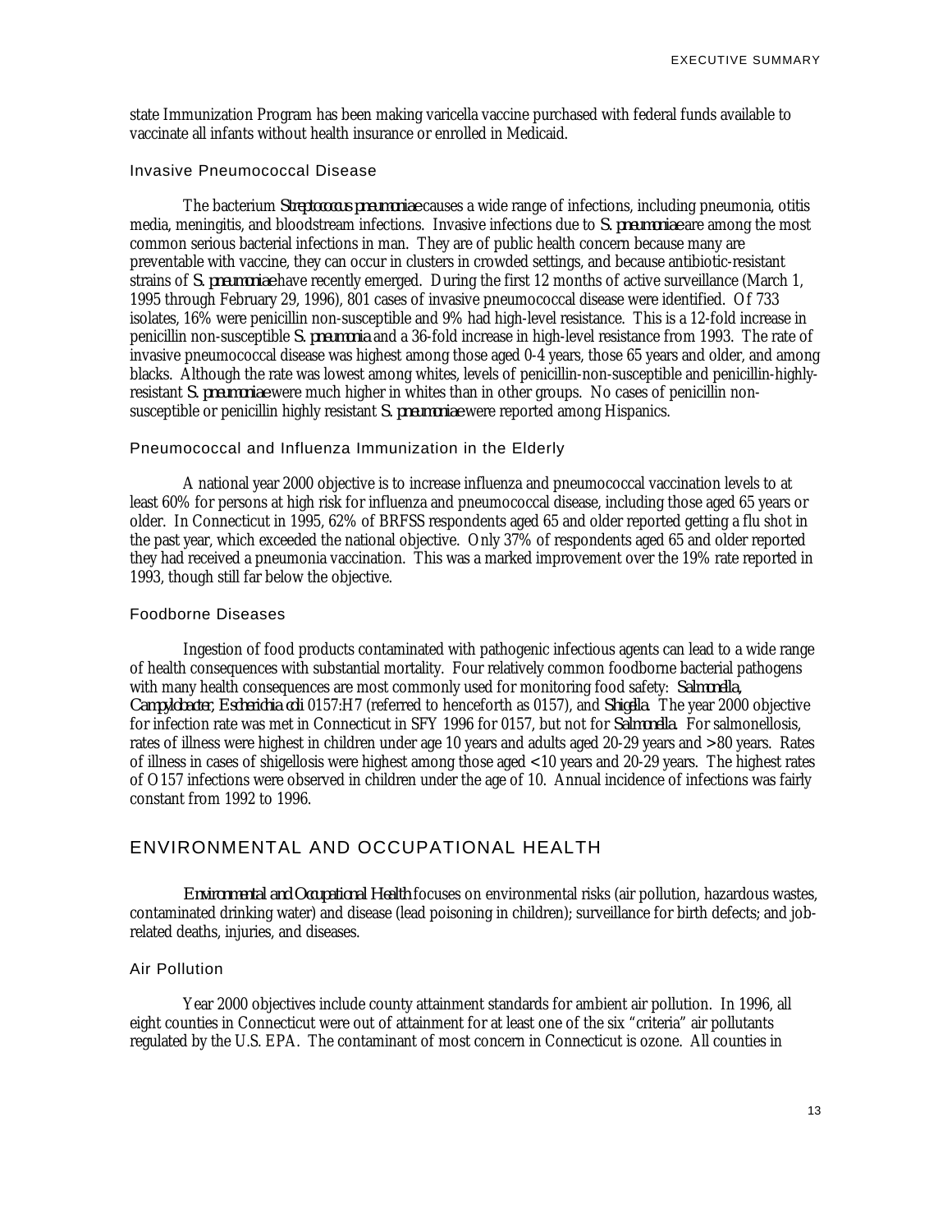state Immunization Program has been making varicella vaccine purchased with federal funds available to vaccinate all infants without health insurance or enrolled in Medicaid.

### Invasive Pneumococcal Disease

The bacterium *Streptococcus pneumoniae* causes a wide range of infections, including pneumonia, otitis media, meningitis, and bloodstream infections. Invasive infections due to *S. pneumoniae* are among the most common serious bacterial infections in man. They are of public health concern because many are preventable with vaccine, they can occur in clusters in crowded settings, and because antibiotic-resistant strains of *S. pneumoniae* have recently emerged. During the first 12 months of active surveillance (March 1, 1995 through February 29, 1996), 801 cases of invasive pneumococcal disease were identified. Of 733 isolates, 16% were penicillin non-susceptible and 9% had high-level resistance. This is a 12-fold increase in penicillin non-susceptible *S. pneumonia* and a 36-fold increase in high-level resistance from 1993. The rate of invasive pneumococcal disease was highest among those aged 0-4 years, those 65 years and older, and among blacks. Although the rate was lowest among whites, levels of penicillin-non-susceptible and penicillin-highly-resistant *S. pneumoniae* were much higher in whites than in other groups. No cases of penicillin non-susceptible or penicillin highly resistant *S. pneumoniae* were reported among Hispanics.

### Pneumococcal and Influenza Immunization in the Elderly

A national year 2000 objective is to increase influenza and pneumococcal vaccination levels to at least 60% for persons at high risk for influenza and pneumococcal disease, including those aged 65 years or older. In Connecticut in 1995, 62% of BRFSS respondents aged 65 and older reported getting a flu shot in the past year, which exceeded the national objective. Only 37% of respondents aged 65 and older reported they had received a pneumonia vaccination. This was a marked improvement over the 19% rate reported in 1993, though still far below the objective.

### Foodborne Diseases

Ingestion of food products contaminated with pathogenic infectious agents can lead to a wide range of health consequences with substantial mortality. Four relatively common foodborne bacterial pathogens with many health consequences are most commonly used for monitoring food safety: *Salmonella, Campylobacter, Escherichia coli* 0157:H7 (referred to henceforth as 0157), and *Shigella*. The year 2000 objective for infection rate was met in Connecticut in SFY 1996 for 0157, but not for *Salmonella*. For salmonellosis, rates of illness were highest in children under age 10 years and adults aged 20-29 years and >80 years. Rates of illness in cases of shigellosis were highest among those aged <10 years and 20-29 years. The highest rates of O157 infections were observed in children under the age of 10. Annual incidence of infections was fairly constant from 1992 to 1996.

## ENVIRONMENTAL AND OCCUPATIONAL HEALTH

*Environmental and Occupational Health* focuses on environmental risks (air pollution, hazardous wastes, contaminated drinking water) and disease (lead poisoning in children); surveillance for birth defects; and job-related deaths, injuries, and diseases.

### Air Pollution

Year 2000 objectives include county attainment standards for ambient air pollution. In 1996, all eight counties in Connecticut were out of attainment for at least one of the six "criteria" air pollutants regulated by the U.S. EPA. The contaminant of most concern in Connecticut is ozone. All counties in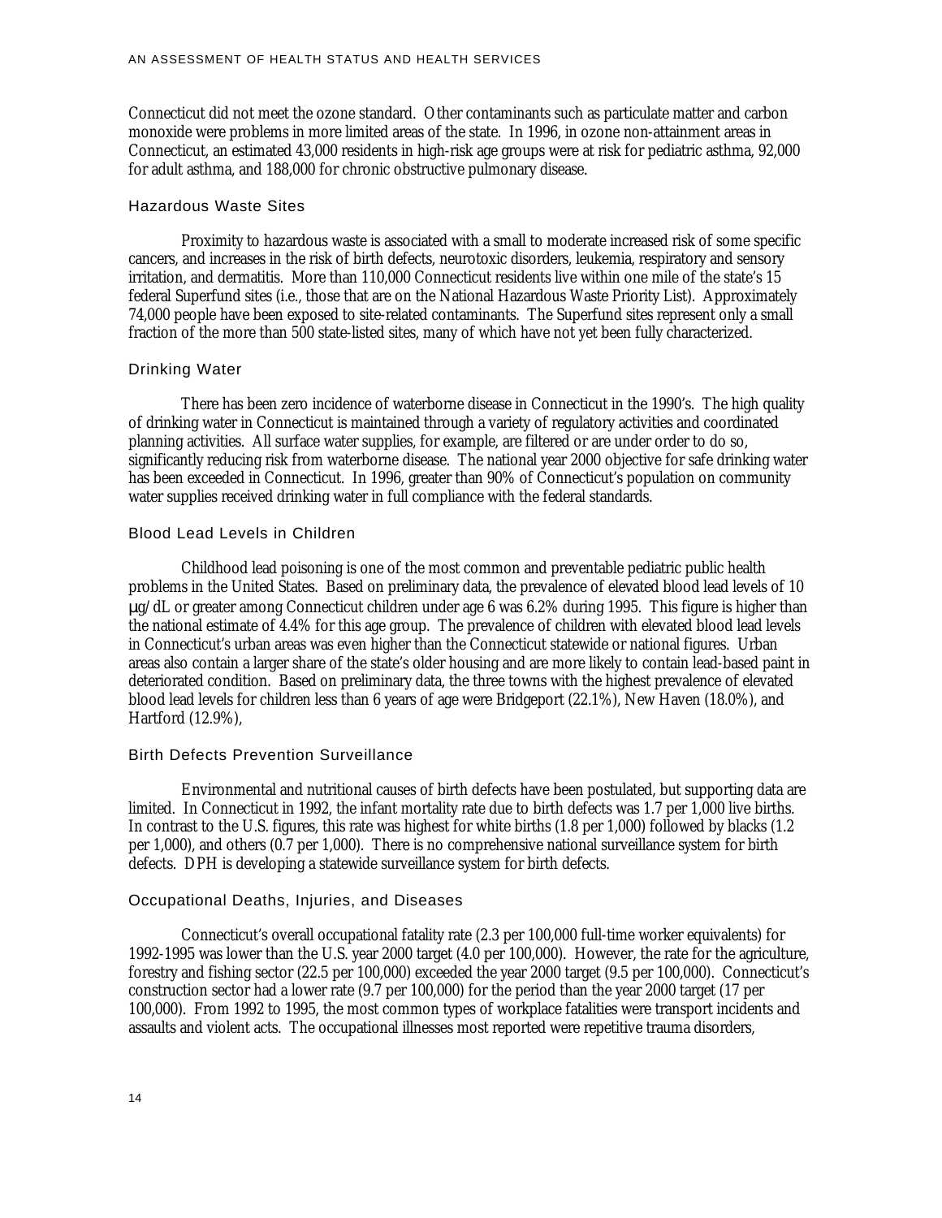Connecticut did not meet the ozone standard. Other contaminants such as particulate matter and carbon monoxide were problems in more limited areas of the state. In 1996, in ozone non-attainment areas in Connecticut, an estimated 43,000 residents in high-risk age groups were at risk for pediatric asthma, 92,000 for adult asthma, and 188,000 for chronic obstructive pulmonary disease.

### Hazardous Waste Sites

Proximity to hazardous waste is associated with a small to moderate increased risk of some specific cancers, and increases in the risk of birth defects, neurotoxic disorders, leukemia, respiratory and sensory irritation, and dermatitis. More than 110,000 Connecticut residents live within one mile of the state's 15 federal Superfund sites (i.e., those that are on the National Hazardous Waste Priority List). Approximately 74,000 people have been exposed to site-related contaminants. The Superfund sites represent only a small fraction of the more than 500 state-listed sites, many of which have not yet been fully characterized.

### Drinking Water

There has been zero incidence of waterborne disease in Connecticut in the 1990's. The high quality of drinking water in Connecticut is maintained through a variety of regulatory activities and coordinated planning activities. All surface water supplies, for example, are filtered or are under order to do so, significantly reducing risk from waterborne disease. The national year 2000 objective for safe drinking water has been exceeded in Connecticut. In 1996, greater than 90% of Connecticut's population on community water supplies received drinking water in full compliance with the federal standards.

### Blood Lead Levels in Children

Childhood lead poisoning is one of the most common and preventable pediatric public health problems in the United States. Based on preliminary data, the prevalence of elevated blood lead levels of 10 μg/dL or greater among Connecticut children under age 6 was 6.2% during 1995. This figure is higher than the national estimate of 4.4% for this age group. The prevalence of children with elevated blood lead levels in Connecticut's urban areas was even higher than the Connecticut statewide or national figures. Urban areas also contain a larger share of the state's older housing and are more likely to contain lead-based paint in deteriorated condition. Based on preliminary data, the three towns with the highest prevalence of elevated blood lead levels for children less than 6 years of age were Bridgeport (22.1%), New Haven (18.0%), and Hartford (12.9%),

### Birth Defects Prevention Surveillance

Environmental and nutritional causes of birth defects have been postulated, but supporting data are limited. In Connecticut in 1992, the infant mortality rate due to birth defects was 1.7 per 1,000 live births. In contrast to the U.S. figures, this rate was highest for white births (1.8 per 1,000) followed by blacks (1.2 per 1,000), and others (0.7 per 1,000). There is no comprehensive national surveillance system for birth defects. DPH is developing a statewide surveillance system for birth defects.

### Occupational Deaths, Injuries, and Diseases

Connecticut's overall occupational fatality rate (2.3 per 100,000 full-time worker equivalents) for 1992-1995 was lower than the U.S. year 2000 target (4.0 per 100,000). However, the rate for the agriculture, forestry and fishing sector (22.5 per 100,000) exceeded the year 2000 target (9.5 per 100,000). Connecticut's construction sector had a lower rate (9.7 per 100,000) for the period than the year 2000 target (17 per 100,000). From 1992 to 1995, the most common types of workplace fatalities were transport incidents and assaults and violent acts. The occupational illnesses most reported were repetitive trauma disorders,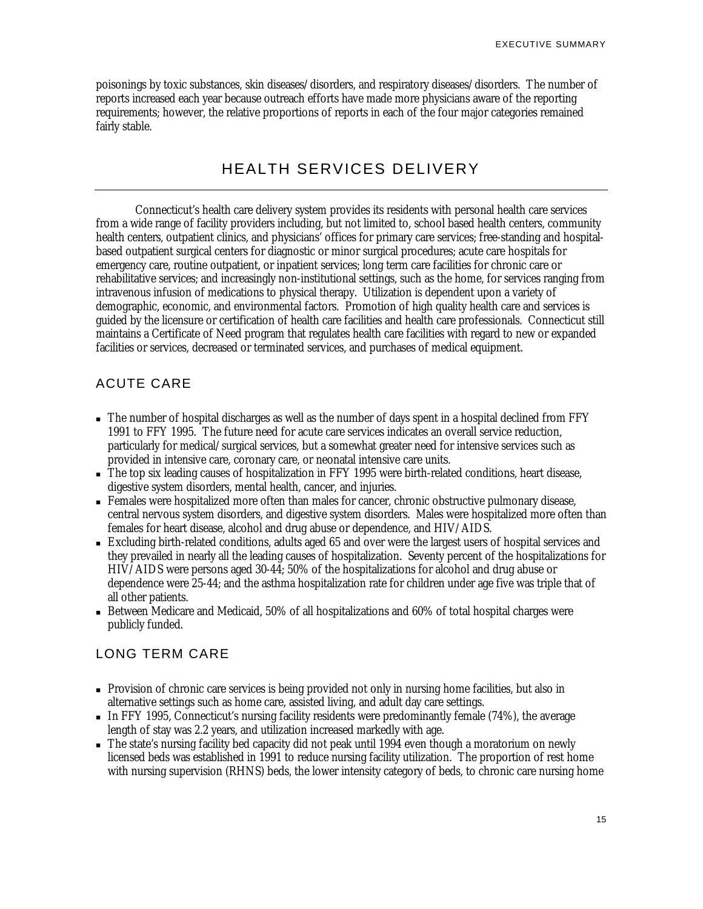poisonings by toxic substances, skin diseases/disorders, and respiratory diseases/disorders. The number of reports increased each year because outreach efforts have made more physicians aware of the reporting requirements; however, the relative proportions of reports in each of the four major categories remained fairly stable.

# HEALTH SERVICES DELIVERY

Connecticut's health care delivery system provides its residents with personal health care services from a wide range of facility providers including, but not limited to, school based health centers, community health centers, outpatient clinics, and physicians' offices for primary care services; free-standing and hospital-based outpatient surgical centers for diagnostic or minor surgical procedures; acute care hospitals for emergency care, routine outpatient, or inpatient services; long term care facilities for chronic care or rehabilitative services; and increasingly non-institutional settings, such as the home, for services ranging from intravenous infusion of medications to physical therapy. Utilization is dependent upon a variety of demographic, economic, and environmental factors. Promotion of high quality health care and services is guided by the licensure or certification of health care facilities and health care professionals. Connecticut still maintains a Certificate of Need program that regulates health care facilities with regard to new or expanded facilities or services, decreased or terminated services, and purchases of medical equipment.

## ACUTE CARE

- The number of hospital discharges as well as the number of days spent in a hospital declined from FFY 1991 to FFY 1995. The future need for acute care services indicates an overall service reduction, particularly for medical/surgical services, but a somewhat greater need for intensive services such as provided in intensive care, coronary care, or neonatal intensive care units.
- The top six leading causes of hospitalization in FFY 1995 were birth-related conditions, heart disease, digestive system disorders, mental health, cancer, and injuries.
- Females were hospitalized more often than males for cancer, chronic obstructive pulmonary disease, central nervous system disorders, and digestive system disorders. Males were hospitalized more often than females for heart disease, alcohol and drug abuse or dependence, and HIV/AIDS.
- Excluding birth-related conditions, adults aged 65 and over were the largest users of hospital services and they prevailed in nearly all the leading causes of hospitalization. Seventy percent of the hospitalizations for HIV/AIDS were persons aged 30-44; 50% of the hospitalizations for alcohol and drug abuse or dependence were 25-44; and the asthma hospitalization rate for children under age five was triple that of all other patients.
- Between Medicare and Medicaid, 50% of all hospitalizations and 60% of total hospital charges were publicly funded.

## LONG TERM CARE

- Provision of chronic care services is being provided not only in nursing home facilities, but also in alternative settings such as home care, assisted living, and adult day care settings.
- In FFY 1995, Connecticut's nursing facility residents were predominantly female (74%), the average length of stay was 2.2 years, and utilization increased markedly with age.
- The state's nursing facility bed capacity did not peak until 1994 even though a moratorium on newly licensed beds was established in 1991 to reduce nursing facility utilization. The proportion of rest home with nursing supervision (RHNS) beds, the lower intensity category of beds, to chronic care nursing home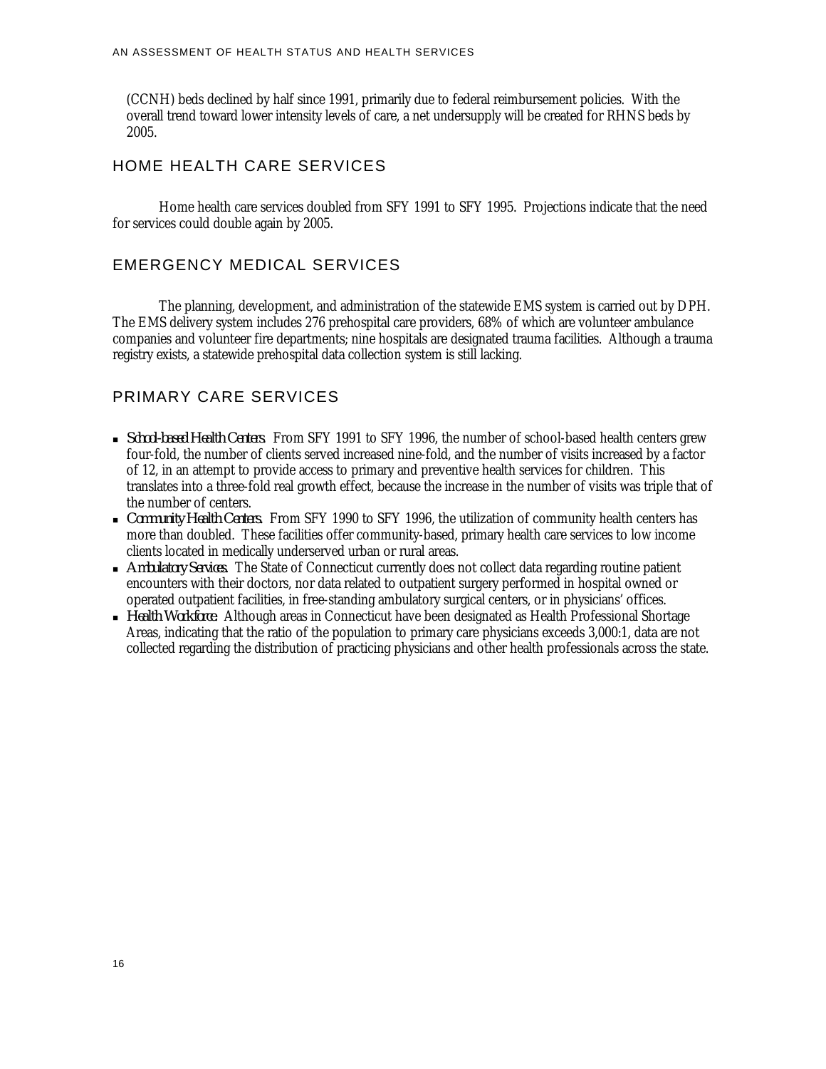(CCNH) beds declined by half since 1991, primarily due to federal reimbursement policies. With the overall trend toward lower intensity levels of care, a net undersupply will be created for RHNS beds by 2005.

## HOME HEALTH CARE SERVICES

Home health care services doubled from SFY 1991 to SFY 1995. Projections indicate that the need for services could double again by 2005.

## EMERGENCY MEDICAL SERVICES

The planning, development, and administration of the statewide EMS system is carried out by DPH. The EMS delivery system includes 276 prehospital care providers, 68% of which are volunteer ambulance companies and volunteer fire departments; nine hospitals are designated trauma facilities. Although a trauma registry exists, a statewide prehospital data collection system is still lacking.

## PRIMARY CARE SERVICES

- *School-based Health Centers.* From SFY 1991 to SFY 1996, the number of school-based health centers grew four-fold, the number of clients served increased nine-fold, and the number of visits increased by a factor of 12, in an attempt to provide access to primary and preventive health services for children. This translates into a three-fold real growth effect, because the increase in the number of visits was triple that of the number of centers.
- *Community Health Centers.* From SFY 1990 to SFY 1996, the utilization of community health centers has more than doubled. These facilities offer community-based, primary health care services to low income clients located in medically underserved urban or rural areas.
- *Ambulatory Services.* The State of Connecticut currently does not collect data regarding routine patient encounters with their doctors, nor data related to outpatient surgery performed in hospital owned or operated outpatient facilities, in free-standing ambulatory surgical centers, or in physicians' offices.
- *Health Workforce:* Although areas in Connecticut have been designated as Health Professional Shortage Areas, indicating that the ratio of the population to primary care physicians exceeds 3,000:1, data are not collected regarding the distribution of practicing physicians and other health professionals across the state.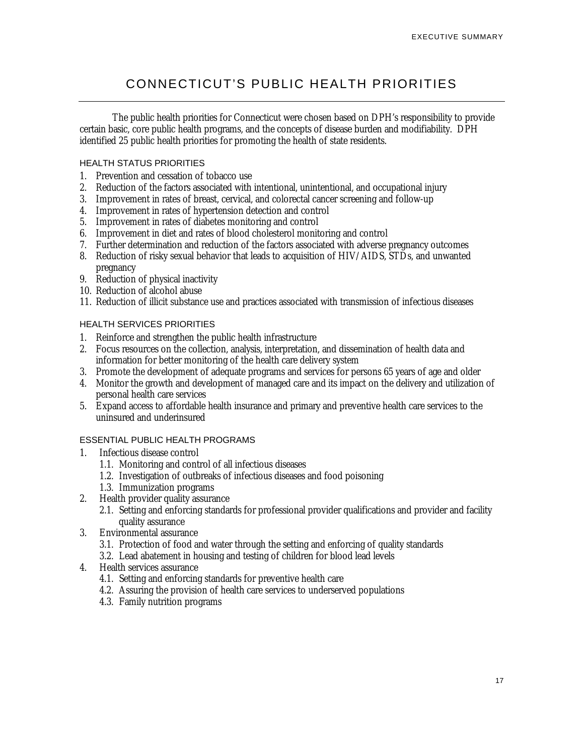# CONNECTICUT'S PUBLIC HEALTH PRIORITIES

The public health priorities for Connecticut were chosen based on DPH's responsibility to provide certain basic, core public health programs, and the concepts of disease burden and modifiability. DPH identified 25 public health priorities for promoting the health of state residents.

## HEALTH STATUS PRIORITIES

1. Prevention and cessation of tobacco use
2. Reduction of the factors associated with intentional, unintentional, and occupational injury
3. Improvement in rates of breast, cervical, and colorectal cancer screening and follow-up
4. Improvement in rates of hypertension detection and control
5. Improvement in rates of diabetes monitoring and control
6. Improvement in diet and rates of blood cholesterol monitoring and control
7. Further determination and reduction of the factors associated with adverse pregnancy outcomes
8. Reduction of risky sexual behavior that leads to acquisition of HIV/AIDS, STDs, and unwanted pregnancy
9. Reduction of physical inactivity
10. Reduction of alcohol abuse
11. Reduction of illicit substance use and practices associated with transmission of infectious diseases

## HEALTH SERVICES PRIORITIES

1. Reinforce and strengthen the public health infrastructure
2. Focus resources on the collection, analysis, interpretation, and dissemination of health data and information for better monitoring of the health care delivery system
3. Promote the development of adequate programs and services for persons 65 years of age and older
4. Monitor the growth and development of managed care and its impact on the delivery and utilization of personal health care services
5. Expand access to affordable health insurance and primary and preventive health care services to the uninsured and underinsured

## ESSENTIAL PUBLIC HEALTH PROGRAMS

1. Infectious disease control
   - 1.1. Monitoring and control of all infectious diseases
   - 1.2. Investigation of outbreaks of infectious diseases and food poisoning
   - 1.3. Immunization programs
2. Health provider quality assurance
   - 2.1. Setting and enforcing standards for professional provider qualifications and provider and facility quality assurance
3. Environmental assurance
   - 3.1. Protection of food and water through the setting and enforcing of quality standards
   - 3.2. Lead abatement in housing and testing of children for blood lead levels
4. Health services assurance
   - 4.1. Setting and enforcing standards for preventive health care
   - 4.2. Assuring the provision of health care services to underserved populations
   - 4.3. Family nutrition programs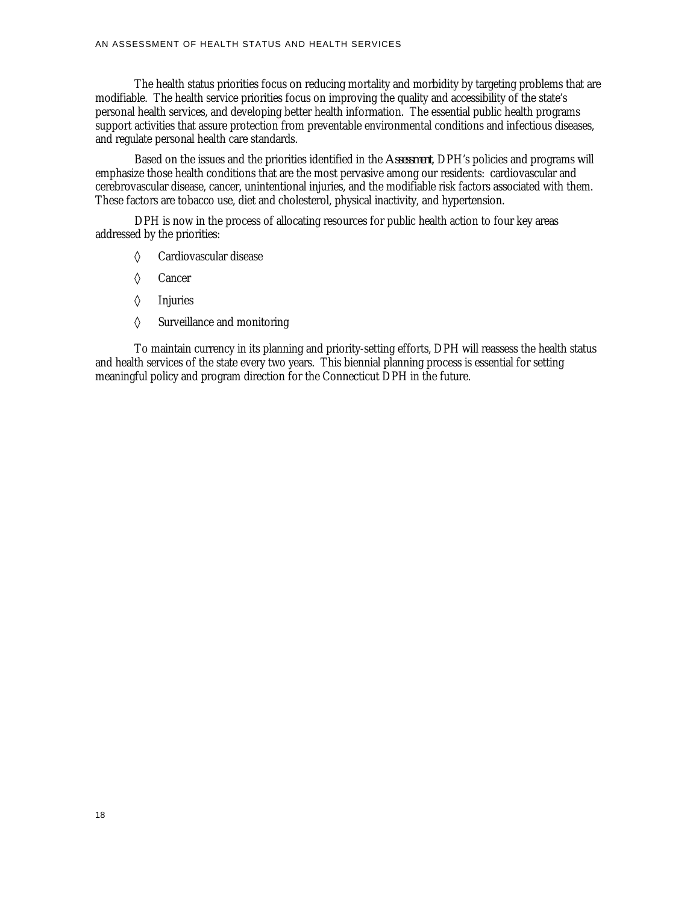The health status priorities focus on reducing mortality and morbidity by targeting problems that are modifiable. The health service priorities focus on improving the quality and accessibility of the state's personal health services, and developing better health information. The essential public health programs support activities that assure protection from preventable environmental conditions and infectious diseases, and regulate personal health care standards.

Based on the issues and the priorities identified in the *Assessment*, DPH's policies and programs will emphasize those health conditions that are the most pervasive among our residents: cardiovascular and cerebrovascular disease, cancer, unintentional injuries, and the modifiable risk factors associated with them. These factors are tobacco use, diet and cholesterol, physical inactivity, and hypertension.

DPH is now in the process of allocating resources for public health action to four key areas addressed by the priorities:

- Cardiovascular disease
- Cancer
- Injuries
- Surveillance and monitoring

To maintain currency in its planning and priority-setting efforts, DPH will reassess the health status and health services of the state every two years. This biennial planning process is essential for setting meaningful policy and program direction for the Connecticut DPH in the future.